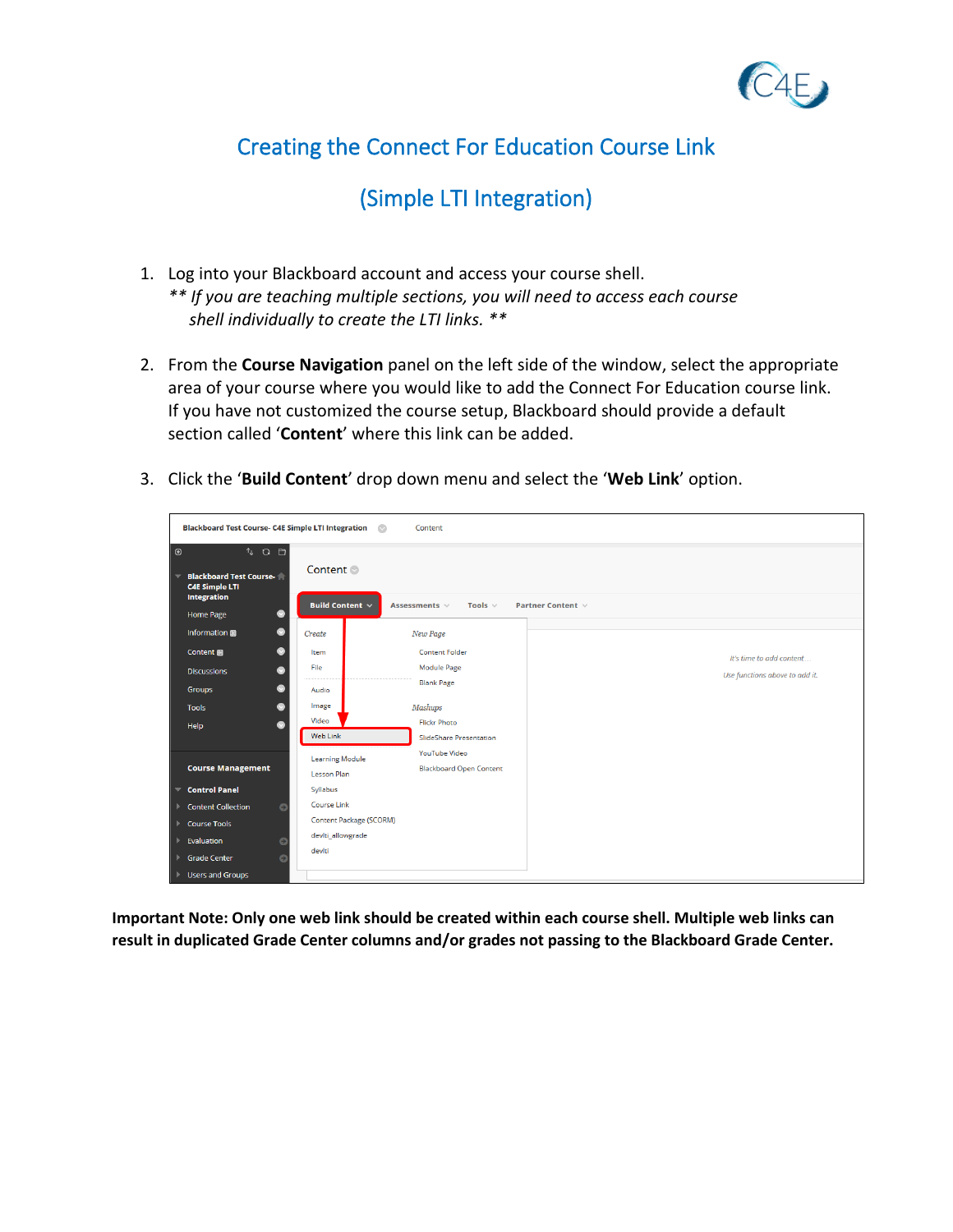# Creating the Connect For Education Course Link

## (Simple LTI Integration)

1. Log into your Blackboard account and access your course shell.
   *** If you are teaching multiple sections, you will need to access each course shell individually to create the LTI links. ***

2. From the **Course Navigation** panel on the left side of the window, select the appropriate area of your course where you would like to add the Connect For Education course link. If you have not customized the course setup, Blackboard should provide a default section called '**Content**' where this link can be added.

3. Click the '**Build Content**' drop down menu and select the '**Web Link**' option.

**Important Note: Only one web link should be created within each course shell. Multiple web links can result in duplicated Grade Center columns and/or grades not passing to the Blackboard Grade Center.**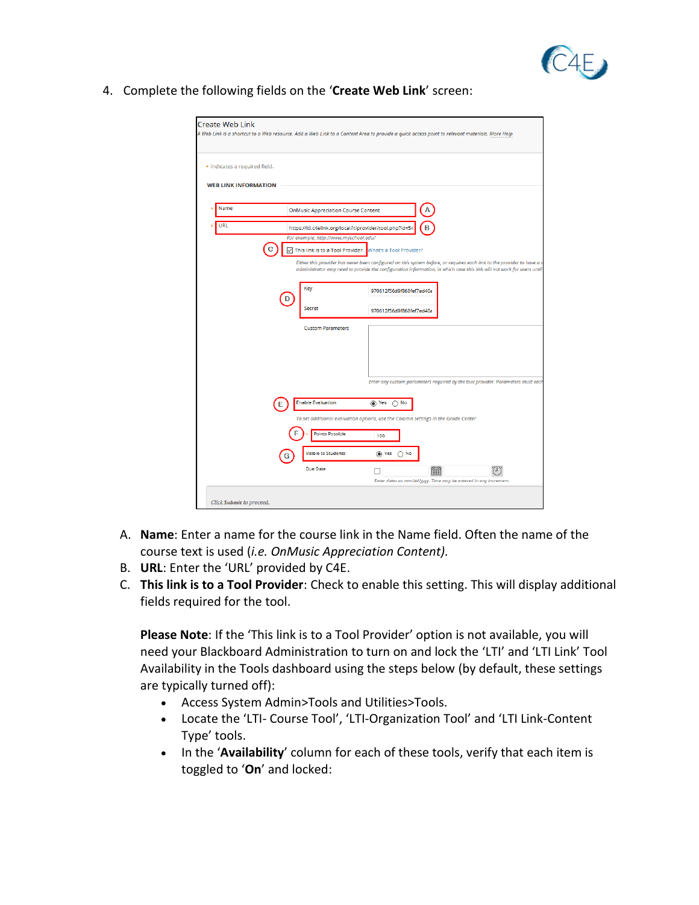4. Complete the following fields on the '**Create Web Link**' screen:

   A. **Name**: Enter a name for the course link in the Name field. Often the name of the course text is used (*i.e. OnMusic Appreciation Content).*

   B. **URL**: Enter the 'URL' provided by C4E.

   C. **This link is to a Tool Provider**: Check to enable this setting. This will display additional fields required for the tool.

      **Please Note**: If the 'This link is to a Tool Provider' option is not available, you will need your Blackboard Administration to turn on and lock the 'LTI' and 'LTI Link' Tool Availability in the Tools dashboard using the steps below (by default, these settings are typically turned off):

      - Access System Admin>Tools and Utilities>Tools.
      - Locate the 'LTI- Course Tool', 'LTI-Organization Tool' and 'LTI Link-Content Type' tools.
      - In the '**Availability**' column for each of these tools, verify that each item is toggled to '**On**' and locked: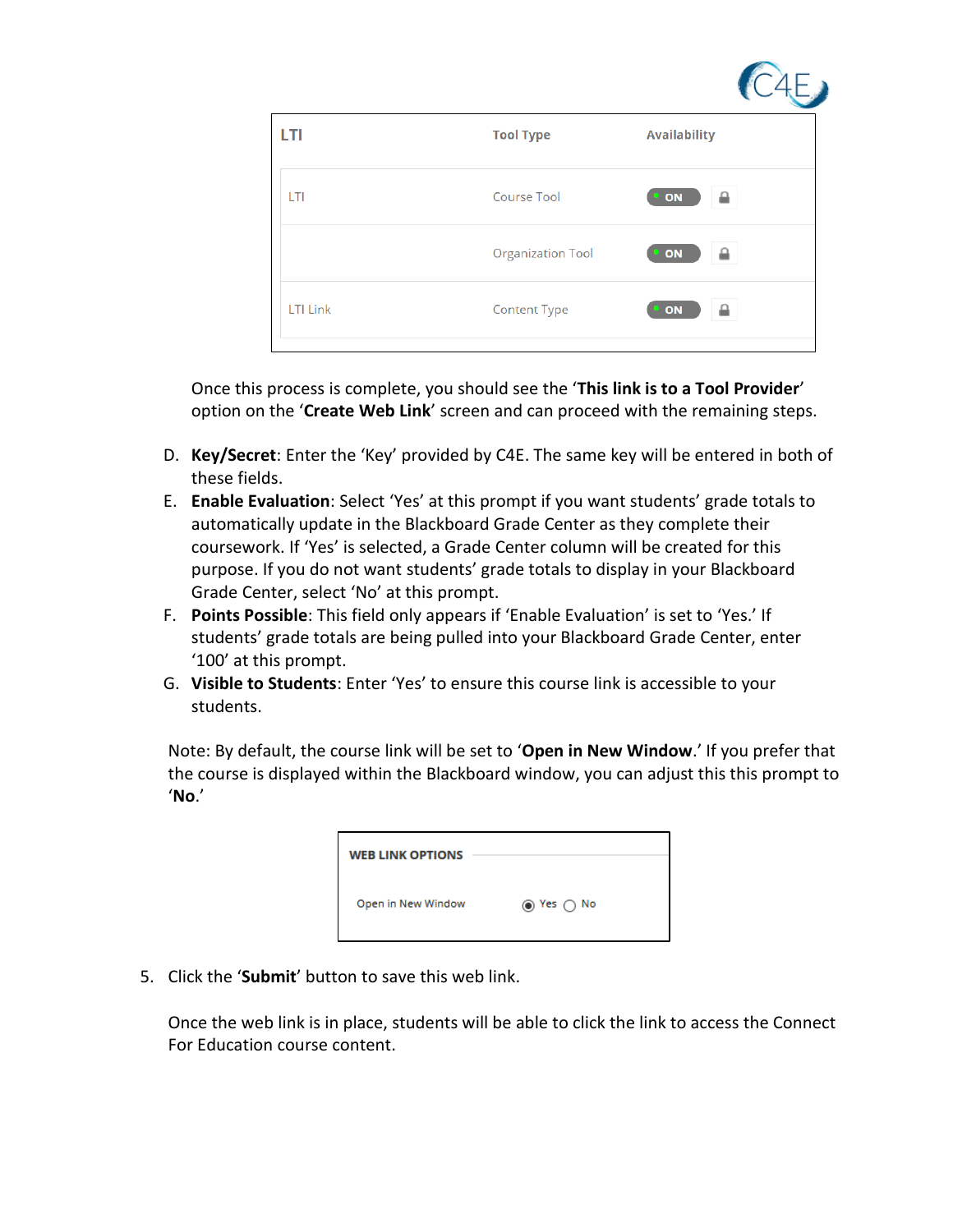| LTI | Tool Type | Availability |
| --- | --- | --- |
| LTI | Course Tool | ON |
| | Organization Tool | ON |
| LTI Link | Content Type | ON |

Once this process is complete, you should see the '**This link is to a Tool Provider**' option on the '**Create Web Link**' screen and can proceed with the remaining steps.

D. **Key/Secret**: Enter the 'Key' provided by C4E. The same key will be entered in both of these fields.

E. **Enable Evaluation**: Select 'Yes' at this prompt if you want students' grade totals to automatically update in the Blackboard Grade Center as they complete their coursework. If 'Yes' is selected, a Grade Center column will be created for this purpose. If you do not want students' grade totals to display in your Blackboard Grade Center, select 'No' at this prompt.

F. **Points Possible**: This field only appears if 'Enable Evaluation' is set to 'Yes.' If students' grade totals are being pulled into your Blackboard Grade Center, enter '100' at this prompt.

G. **Visible to Students**: Enter 'Yes' to ensure this course link is accessible to your students.

Note: By default, the course link will be set to '**Open in New Window**.' If you prefer that the course is displayed within the Blackboard window, you can adjust this this prompt to '**No**.'

WEB LINK OPTIONS

Open in New Window ◉ Yes ◯ No

5. Click the '**Submit**' button to save this web link.

Once the web link is in place, students will be able to click the link to access the Connect For Education course content.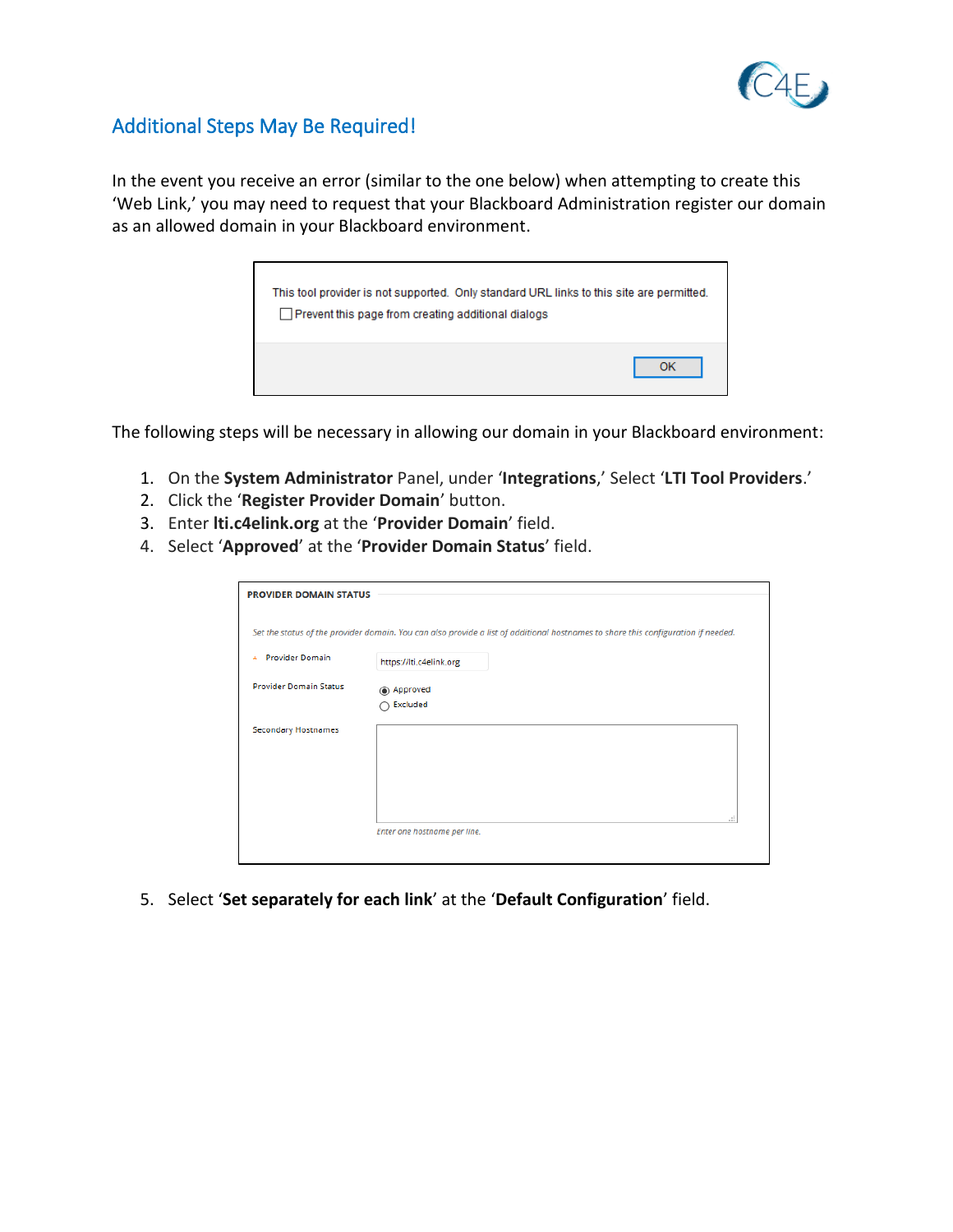## Additional Steps May Be Required!

In the event you receive an error (similar to the one below) when attempting to create this 'Web Link,' you may need to request that your Blackboard Administration register our domain as an allowed domain in your Blackboard environment.

This tool provider is not supported. Only standard URL links to this site are permitted.

Prevent this page from creating additional dialogs

OK

The following steps will be necessary in allowing our domain in your Blackboard environment:

1. On the **System Administrator** Panel, under '**Integrations**,' Select '**LTI Tool Providers**.'
2. Click the '**Register Provider Domain**' button.
3. Enter **lti.c4elink.org** at the '**Provider Domain**' field.
4. Select '**Approved**' at the '**Provider Domain Status**' field.

PROVIDER DOMAIN STATUS

*Set the status of the provider domain. You can also provide a list of additional hostnames to share this configuration if needed.*

Provider Domain: https://lti.c4elink.org

Provider Domain Status: Approved / Excluded

Secondary Hostnames

*Enter one hostname per line.*

5. Select '**Set separately for each link**' at the '**Default Configuration**' field.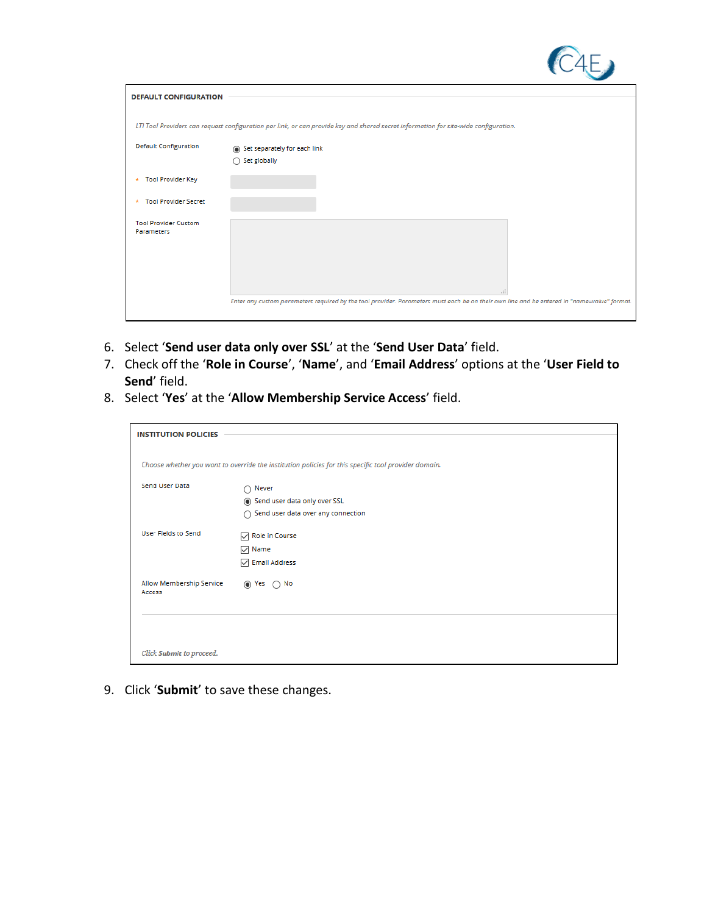**DEFAULT CONFIGURATION**

*LTI Tool Providers can request configuration per link, or can provide key and shared secret information for site-wide configuration.*

Default Configuration
- (•) Set separately for each link
- ( ) Set globally

\* Tool Provider Key

\* Tool Provider Secret

Tool Provider Custom Parameters

*Enter any custom parameters required by the tool provider. Parameters must each be on their own line and be entered in "name=value" format.*

6. Select '**Send user data only over SSL**' at the '**Send User Data**' field.
7. Check off the '**Role in Course**', '**Name**', and '**Email Address**' options at the '**User Field to Send**' field.
8. Select '**Yes**' at the '**Allow Membership Service Access**' field.

**INSTITUTION POLICIES**

*Choose whether you want to override the institution policies for this specific tool provider domain.*

Send User Data
- ( ) Never
- (•) Send user data only over SSL
- ( ) Send user data over any connection

User Fields to Send
- [x] Role in Course
- [x] Name
- [x] Email Address

Allow Membership Service Access
- (•) Yes ( ) No

*Click **Submit** to proceed.*

9. Click '**Submit**' to save these changes.